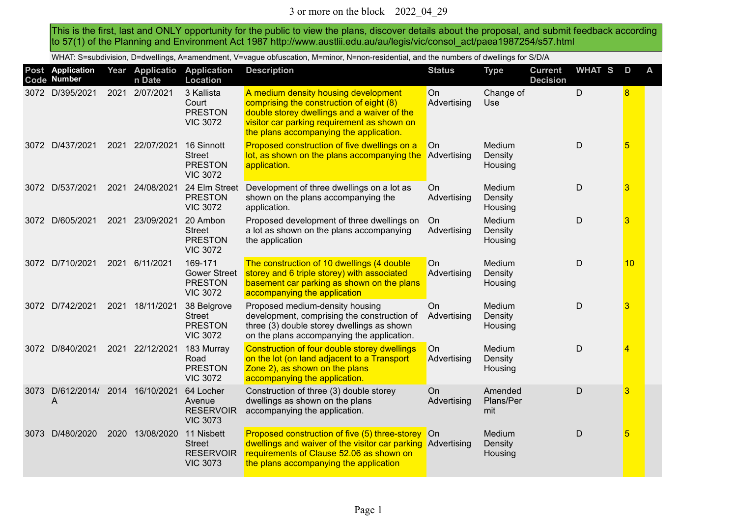3 or more on the block 2022_04_29

This is the first, last and ONLY opportunity for the public to view the plans, discover details about the proposal, and submit feedback according to 57(1) of the Planning and Environment Act 1987 http://www.austlii.edu.au/au/legis/vic/consol_act/paea1987254/s57.html

WHAT: S=subdivision, D=dwellings, A=amendment, V=vague obfuscation, M=minor, N=non-residential, and the numbers of dwellings for S/D/A

| Post Code | Application Number | Year | Application Date | Application Location | Description | Status | Type | Current Decision | WHAT | S | D | A |
|---|---|---|---|---|---|---|---|---|---|---|---|---|
| 3072 | D/395/2021 | 2021 | 2/07/2021 | 3 Kallista Court PRESTON VIC 3072 | A medium density housing development comprising the construction of eight (8) double storey dwellings and a waiver of the visitor car parking requirement as shown on the plans accompanying the application. | On Advertising | Change of Use | | D | | 8 | |
| 3072 | D/437/2021 | 2021 | 22/07/2021 | 16 Sinnott Street PRESTON VIC 3072 | Proposed construction of five dwellings on a lot, as shown on the plans accompanying the application. | On Advertising | Medium Density Housing | | D | | 5 | |
| 3072 | D/537/2021 | 2021 | 24/08/2021 | 24 Elm Street PRESTON VIC 3072 | Development of three dwellings on a lot as shown on the plans accompanying the application. | On Advertising | Medium Density Housing | | D | | 3 | |
| 3072 | D/605/2021 | 2021 | 23/09/2021 | 20 Ambon Street PRESTON VIC 3072 | Proposed development of three dwellings on a lot as shown on the plans accompanying the application | On Advertising | Medium Density Housing | | D | | 3 | |
| 3072 | D/710/2021 | 2021 | 6/11/2021 | 169-171 Gower Street PRESTON VIC 3072 | The construction of 10 dwellings (4 double storey and 6 triple storey) with associated basement car parking as shown on the plans accompanying the application | On Advertising | Medium Density Housing | | D | | 10 | |
| 3072 | D/742/2021 | 2021 | 18/11/2021 | 38 Belgrove Street PRESTON VIC 3072 | Proposed medium-density housing development, comprising the construction of three (3) double storey dwellings as shown on the plans accompanying the application. | On Advertising | Medium Density Housing | | D | | 3 | |
| 3072 | D/840/2021 | 2021 | 22/12/2021 | 183 Murray Road PRESTON VIC 3072 | Construction of four double storey dwellings on the lot (on land adjacent to a Transport Zone 2), as shown on the plans accompanying the application. | On Advertising | Medium Density Housing | | D | | 4 | |
| 3073 | D/612/2014/A | 2014 | 16/10/2021 | 64 Locher Avenue RESERVOIR VIC 3073 | Construction of three (3) double storey dwellings as shown on the plans accompanying the application. | On Advertising | Amended Plans/Permit | | D | | 3 | |
| 3073 | D/480/2020 | 2020 | 13/08/2020 | 11 Nisbett Street RESERVOIR VIC 3073 | Proposed construction of five (5) three-storey dwellings and waiver of the visitor car parking requirements of Clause 52.06 as shown on the plans accompanying the application | On Advertising | Medium Density Housing | | D | | 5 | |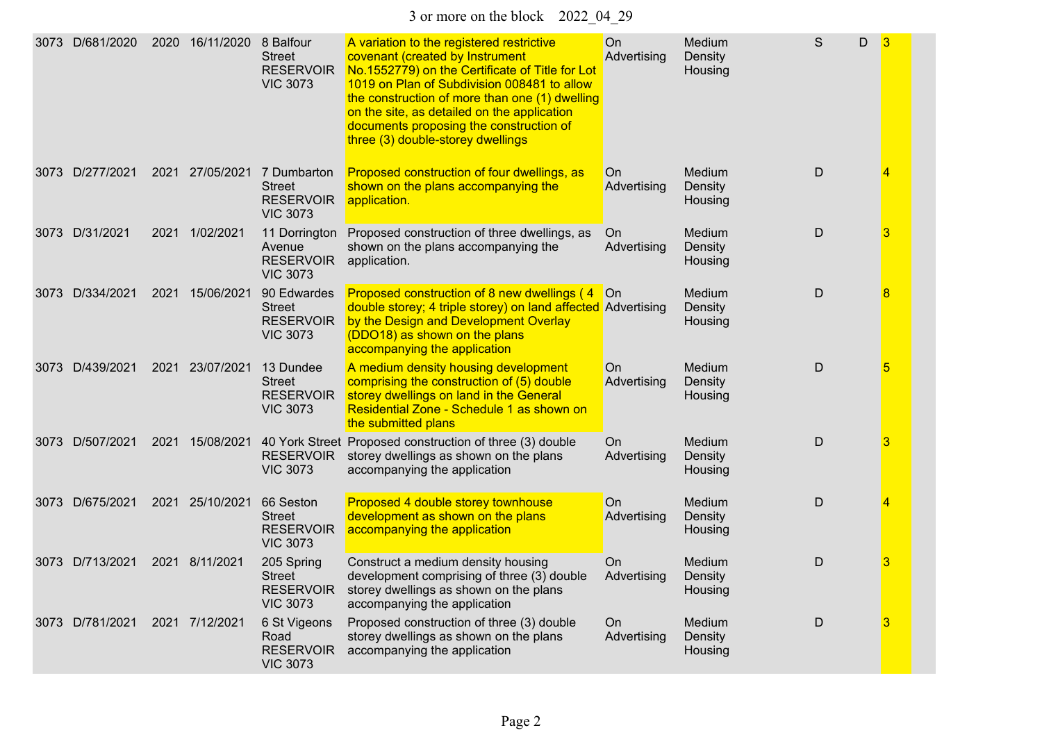| | | | | | | | | | | |
|---|---|---|---|---|---|---|---|---|---|---|
| 3073 | D/681/2020 | 2020 | 16/11/2020 | 8 Balfour Street RESERVOIR VIC 3073 | A variation to the registered restrictive covenant (created by Instrument No.1552779) on the Certificate of Title for Lot 1019 on Plan of Subdivision 008481 to allow the construction of more than one (1) dwelling on the site, as detailed on the application documents proposing the construction of three (3) double-storey dwellings | On Advertising | Medium Density Housing | S | D | 3 |
| 3073 | D/277/2021 | 2021 | 27/05/2021 | 7 Dumbarton Street RESERVOIR VIC 3073 | Proposed construction of four dwellings, as shown on the plans accompanying the application. | On Advertising | Medium Density Housing | D | | 4 |
| 3073 | D/31/2021 | 2021 | 1/02/2021 | 11 Dorrington Avenue RESERVOIR VIC 3073 | Proposed construction of three dwellings, as shown on the plans accompanying the application. | On Advertising | Medium Density Housing | D | | 3 |
| 3073 | D/334/2021 | 2021 | 15/06/2021 | 90 Edwardes Street RESERVOIR VIC 3073 | Proposed construction of 8 new dwellings ( 4 double storey; 4 triple storey) on land affected by the Design and Development Overlay (DDO18) as shown on the plans accompanying the application | On Advertising | Medium Density Housing | D | | 8 |
| 3073 | D/439/2021 | 2021 | 23/07/2021 | 13 Dundee Street RESERVOIR VIC 3073 | A medium density housing development comprising the construction of (5) double storey dwellings on land in the General Residential Zone - Schedule 1 as shown on the submitted plans | On Advertising | Medium Density Housing | D | | 5 |
| 3073 | D/507/2021 | 2021 | 15/08/2021 | 40 York Street RESERVOIR VIC 3073 | Proposed construction of three (3) double storey dwellings as shown on the plans accompanying the application | On Advertising | Medium Density Housing | D | | 3 |
| 3073 | D/675/2021 | 2021 | 25/10/2021 | 66 Seston Street RESERVOIR VIC 3073 | Proposed 4 double storey townhouse development as shown on the plans accompanying the application | On Advertising | Medium Density Housing | D | | 4 |
| 3073 | D/713/2021 | 2021 | 8/11/2021 | 205 Spring Street RESERVOIR VIC 3073 | Construct a medium density housing development comprising of three (3) double storey dwellings as shown on the plans accompanying the application | On Advertising | Medium Density Housing | D | | 3 |
| 3073 | D/781/2021 | 2021 | 7/12/2021 | 6 St Vigeons Road RESERVOIR VIC 3073 | Proposed construction of three (3) double storey dwellings as shown on the plans accompanying the application | On Advertising | Medium Density Housing | D | | 3 |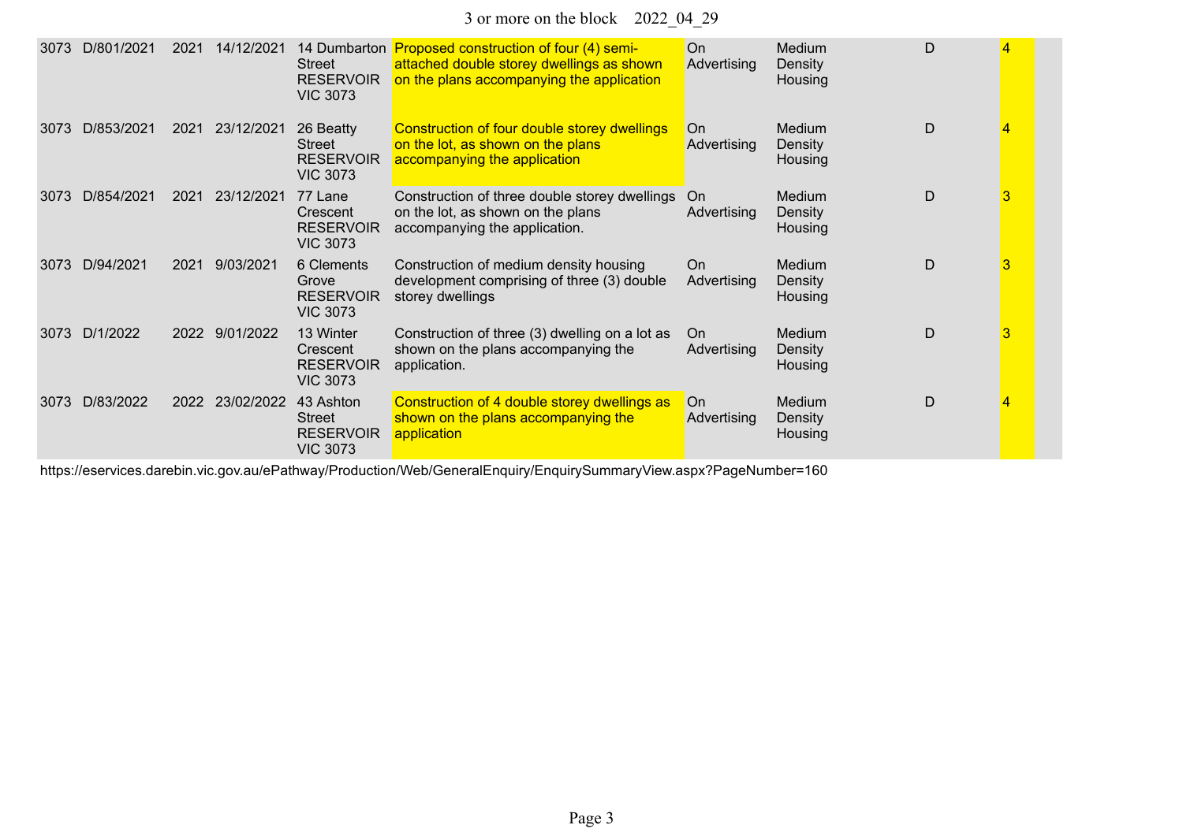| | | | | | | | | | |
|---|---|---|---|---|---|---|---|---|---|
| 3073 | D/801/2021 | 2021 | 14/12/2021 | 14 Dumbarton Street RESERVOIR VIC 3073 | Proposed construction of four (4) semi-attached double storey dwellings as shown on the plans accompanying the application | On Advertising | Medium Density Housing | D | 4 |
| 3073 | D/853/2021 | 2021 | 23/12/2021 | 26 Beatty Street RESERVOIR VIC 3073 | Construction of four double storey dwellings on the lot, as shown on the plans accompanying the application | On Advertising | Medium Density Housing | D | 4 |
| 3073 | D/854/2021 | 2021 | 23/12/2021 | 77 Lane Crescent RESERVOIR VIC 3073 | Construction of three double storey dwellings on the lot, as shown on the plans accompanying the application. | On Advertising | Medium Density Housing | D | 3 |
| 3073 | D/94/2021 | 2021 | 9/03/2021 | 6 Clements Grove RESERVOIR VIC 3073 | Construction of medium density housing development comprising of three (3) double storey dwellings | On Advertising | Medium Density Housing | D | 3 |
| 3073 | D/1/2022 | 2022 | 9/01/2022 | 13 Winter Crescent RESERVOIR VIC 3073 | Construction of three (3) dwelling on a lot as shown on the plans accompanying the application. | On Advertising | Medium Density Housing | D | 3 |
| 3073 | D/83/2022 | 2022 | 23/02/2022 | 43 Ashton Street RESERVOIR VIC 3073 | Construction of 4 double storey dwellings as shown on the plans accompanying the application | On Advertising | Medium Density Housing | D | 4 |

https://eservices.darebin.vic.gov.au/ePathway/Production/Web/GeneralEnquiry/EnquirySummaryView.aspx?PageNumber=160